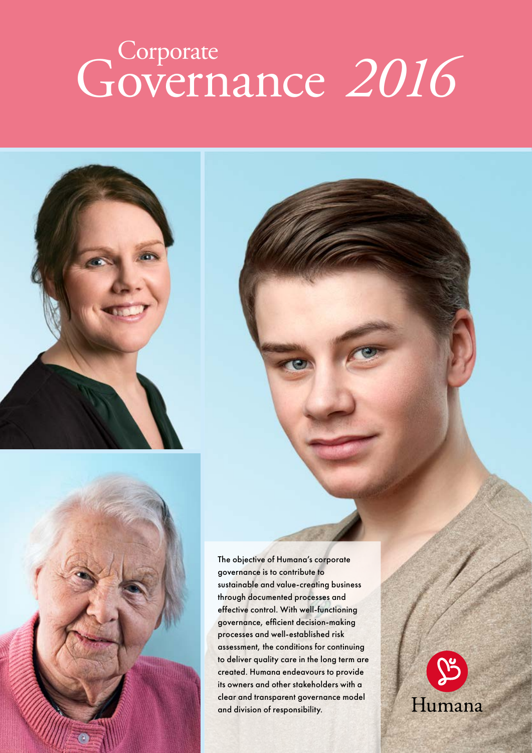# Corporate Governance *2016*

The objective of Humana's corporate governance is to contribute to sustainable and value-creating business through documented processes and effective control. With well-functioning governance, efficient decision-making processes and well-established risk assessment, the conditions for continuing to deliver quality care in the long term are created. Humana endeavours to provide its owners and other stakeholders with a clear and transparent governance model and division of responsibility.

Humana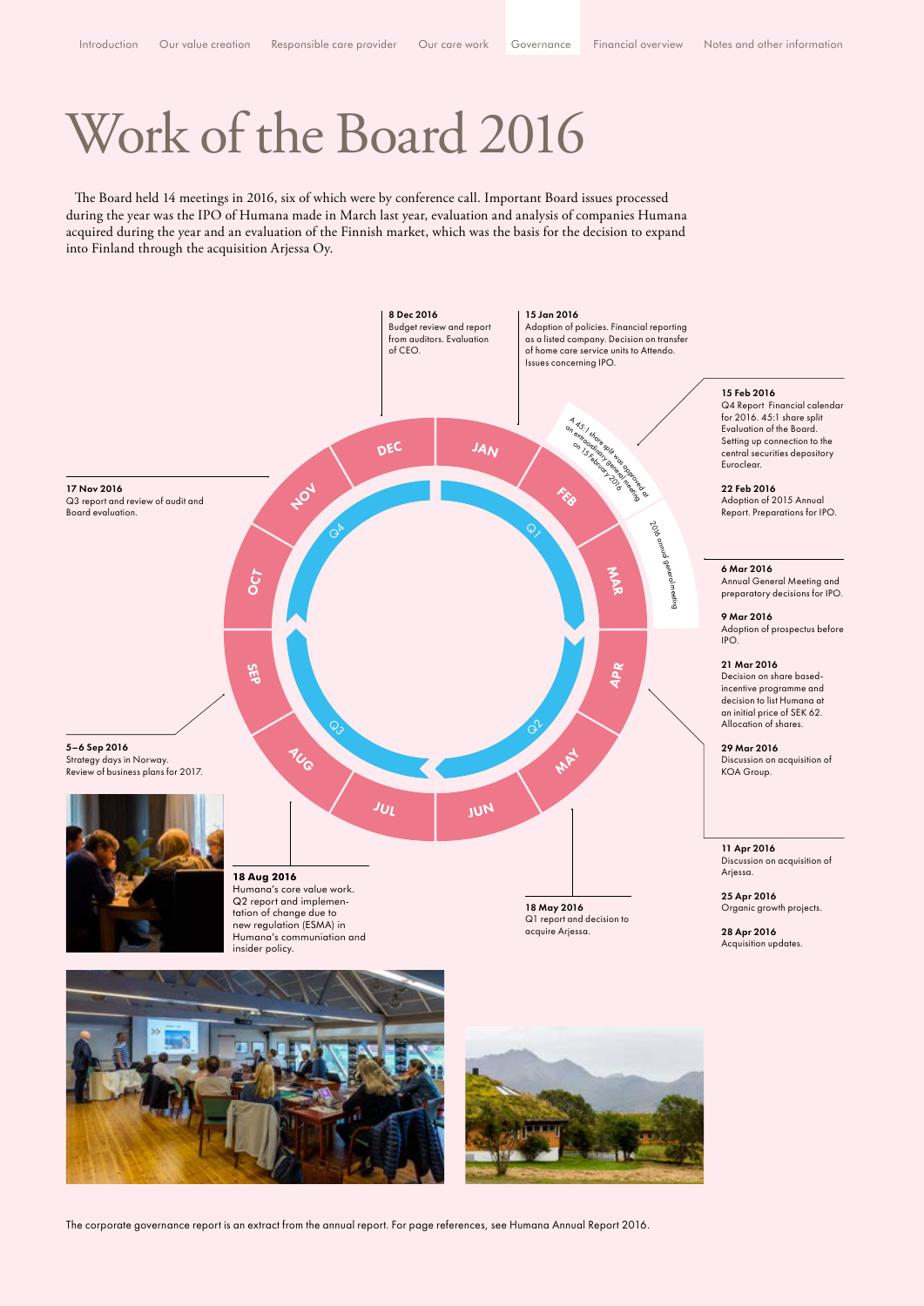# Work of the Board 2016

The Board held 14 meetings in 2016, six of which were by conference call. Important Board issues processed during the year was the IPO of Humana made in March last year, evaluation and analysis of companies Humana acquired during the year and an evaluation of the Finnish market, which was the basis for the decision to expand into Finland through the acquisition Arjessa Oy.

**15 Jan 2016**
Adoption of policies. Financial reporting as a listed company. Decision on transfer of home care service units to Attendo. Issues concerning IPO.

A 45:1 share split was approved at an extraordinary general meeting on 15 February 2016

**15 Feb 2016**
Q4 Report Financial calendar for 2016. 45:1 share split Evaluation of the Board. Setting up connection to the central securities depository Euroclear.

**22 Feb 2016**
Adoption of 2015 Annual Report. Preparations for IPO.

2016 annual general meeting

**6 Mar 2016**
Annual General Meeting and preparatory decisions for IPO.

**9 Mar 2016**
Adoption of prospectus before IPO.

**21 Mar 2016**
Decision on share based-incentive programme and decision to list Humana at an initial price of SEK 62. Allocation of shares.

**29 Mar 2016**
Discussion on acquisition of KOA Group.

**11 Apr 2016**
Discussion on acquisition of Arjessa.

**25 Apr 2016**
Organic growth projects.

**28 Apr 2016**
Acquisition updates.

**18 May 2016**
Q1 report and decision to acquire Arjessa.

**18 Aug 2016**
Humana's core value work. Q2 report and implementation of change due to new regulation (ESMA) in Humana's communication and insider policy.

**5–6 Sep 2016**
Strategy days in Norway. Review of business plans for 2017.

**17 Nov 2016**
Q3 report and review of audit and Board evaluation.

**8 Dec 2016**
Budget review and report from auditors. Evaluation of CEO.

The corporate governance report is an extract from the annual report. For page references, see Humana Annual Report 2016.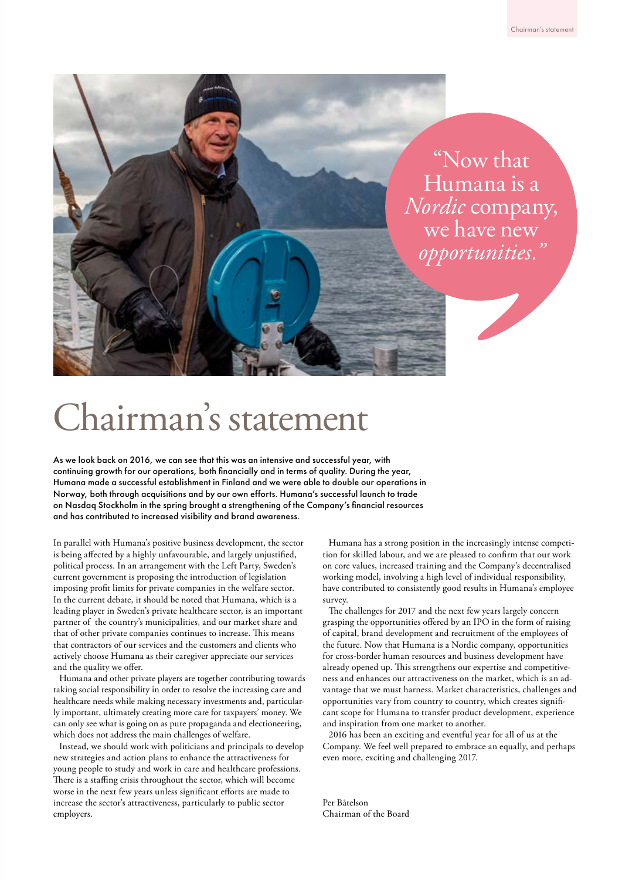"Now that Humana is a *Nordic* company, we have new *opportunities*."

# Chairman's statement

**As we look back on 2016, we can see that this was an intensive and successful year, with continuing growth for our operations, both financially and in terms of quality. During the year, Humana made a successful establishment in Finland and we were able to double our operations in Norway, both through acquisitions and by our own efforts. Humana's successful launch to trade on Nasdaq Stockholm in the spring brought a strengthening of the Company's financial resources and has contributed to increased visibility and brand awareness.**

In parallel with Humana's positive business development, the sector is being affected by a highly unfavourable, and largely unjustified, political process. In an arrangement with the Left Party, Sweden's current government is proposing the introduction of legislation imposing profit limits for private companies in the welfare sector. In the current debate, it should be noted that Humana, which is a leading player in Sweden's private healthcare sector, is an important partner of the country's municipalities, and our market share and that of other private companies continues to increase. This means that contractors of our services and the customers and clients who actively choose Humana as their caregiver appreciate our services and the quality we offer.

Humana and other private players are together contributing towards taking social responsibility in order to resolve the increasing care and healthcare needs while making necessary investments and, particularly important, ultimately creating more care for taxpayers' money. We can only see what is going on as pure propaganda and electioneering, which does not address the main challenges of welfare.

Instead, we should work with politicians and principals to develop new strategies and action plans to enhance the attractiveness for young people to study and work in care and healthcare professions. There is a staffing crisis throughout the sector, which will become worse in the next few years unless significant efforts are made to increase the sector's attractiveness, particularly to public sector employers.

Humana has a strong position in the increasingly intense competition for skilled labour, and we are pleased to confirm that our work on core values, increased training and the Company's decentralised working model, involving a high level of individual responsibility, have contributed to consistently good results in Humana's employee survey.

The challenges for 2017 and the next few years largely concern grasping the opportunities offered by an IPO in the form of raising of capital, brand development and recruitment of the employees of the future. Now that Humana is a Nordic company, opportunities for cross-border human resources and business development have already opened up. This strengthens our expertise and competitiveness and enhances our attractiveness on the market, which is an advantage that we must harness. Market characteristics, challenges and opportunities vary from country to country, which creates significant scope for Humana to transfer product development, experience and inspiration from one market to another.

2016 has been an exciting and eventful year for all of us at the Company. We feel well prepared to embrace an equally, and perhaps even more, exciting and challenging 2017.

Per Båtelson
Chairman of the Board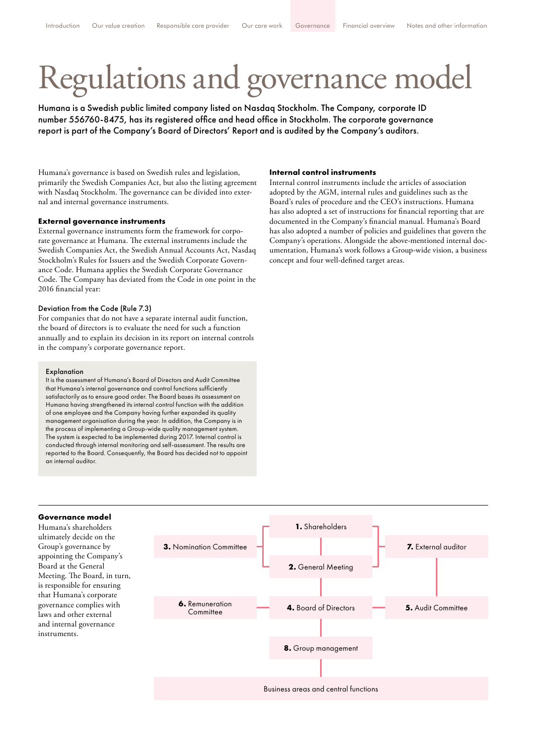# Regulations and governance model

**Humana is a Swedish public limited company listed on Nasdaq Stockholm. The Company, corporate ID number 556760-8475, has its registered office and head office in Stockholm. The corporate governance report is part of the Company's Board of Directors' Report and is audited by the Company's auditors.**

Humana's governance is based on Swedish rules and legislation, primarily the Swedish Companies Act, but also the listing agreement with Nasdaq Stockholm. The governance can be divided into external and internal governance instruments.

**External governance instruments**

External governance instruments form the framework for corporate governance at Humana. The external instruments include the Swedish Companies Act, the Swedish Annual Accounts Act, Nasdaq Stockholm's Rules for Issuers and the Swedish Corporate Governance Code. Humana applies the Swedish Corporate Governance Code. The Company has deviated from the Code in one point in the 2016 financial year:

Deviation from the Code (Rule 7.3)

For companies that do not have a separate internal audit function, the board of directors is to evaluate the need for such a function annually and to explain its decision in its report on internal controls in the company's corporate governance report.

Explanation

It is the assessment of Humana's Board of Directors and Audit Committee that Humana's internal governance and control functions sufficiently satisfactorily as to ensure good order. The Board bases its assessment on Humana having strengthened its internal control function with the addition of one employee and the Company having further expanded its quality management organisation during the year. In addition, the Company is in the process of implementing a Group-wide quality management system. The system is expected to be implemented during 2017. Internal control is conducted through internal monitoring and self-assessment. The results are reported to the Board. Consequently, the Board has decided not to appoint an internal auditor.

**Internal control instruments**

Internal control instruments include the articles of association adopted by the AGM, internal rules and guidelines such as the Board's rules of procedure and the CEO's instructions. Humana has also adopted a set of instructions for financial reporting that are documented in the Company's financial manual. Humana's Board has also adopted a number of policies and guidelines that govern the Company's operations. Alongside the above-mentioned internal documentation, Humana's work follows a Group-wide vision, a business concept and four well-defined target areas.

**Governance model**

Humana's shareholders ultimately decide on the Group's governance by appointing the Company's Board at the General Meeting. The Board, in turn, is responsible for ensuring that Humana's corporate governance complies with laws and other external and internal governance instruments.

**1.** Shareholders

**2.** General Meeting

**3.** Nomination Committee

**4.** Board of Directors

**5.** Audit Committee

**6.** Remuneration Committee

**7.** External auditor

**8.** Group management

Business areas and central functions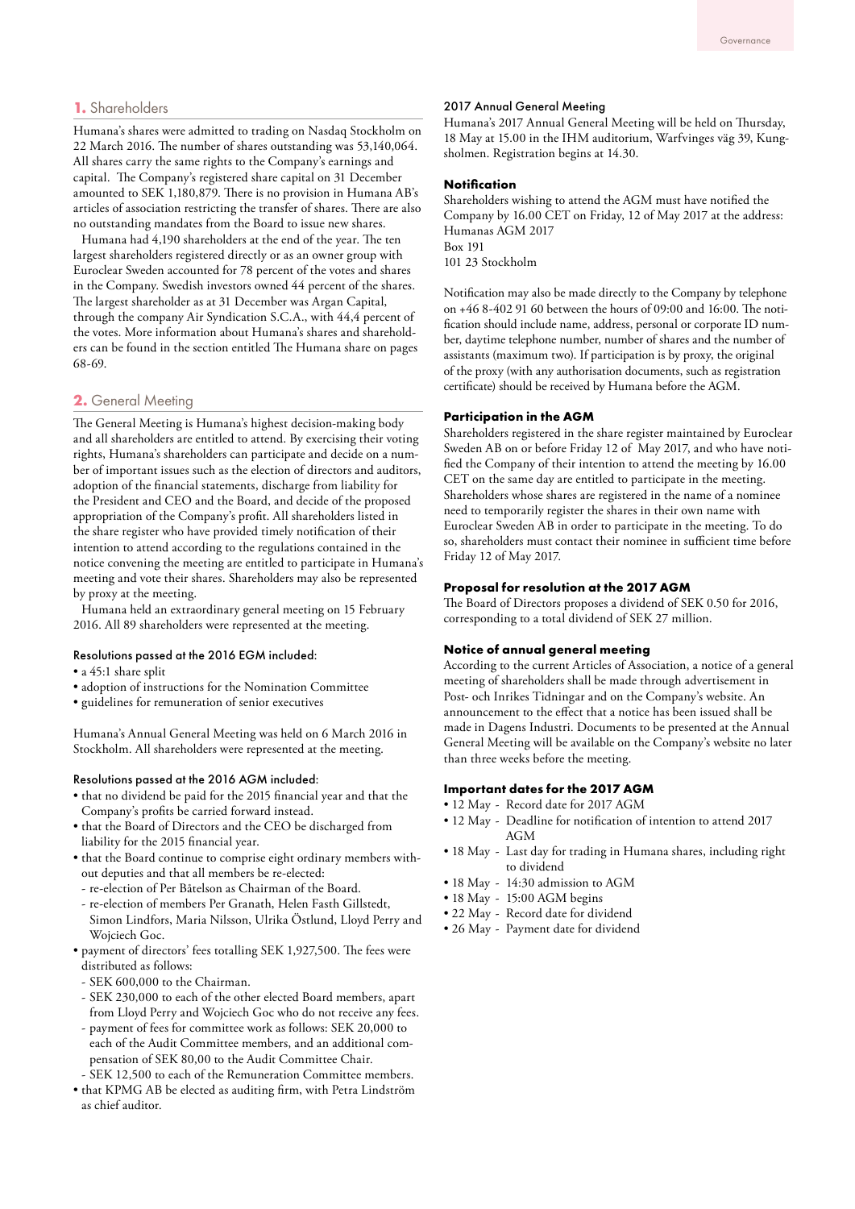## 1. Shareholders

Humana's shares were admitted to trading on Nasdaq Stockholm on 22 March 2016. The number of shares outstanding was 53,140,064. All shares carry the same rights to the Company's earnings and capital. The Company's registered share capital on 31 December amounted to SEK 1,180,879. There is no provision in Humana AB's articles of association restricting the transfer of shares. There are also no outstanding mandates from the Board to issue new shares.

Humana had 4,190 shareholders at the end of the year. The ten largest shareholders registered directly or as an owner group with Euroclear Sweden accounted for 78 percent of the votes and shares in the Company. Swedish investors owned 44 percent of the shares. The largest shareholder as at 31 December was Argan Capital, through the company Air Syndication S.C.A., with 44,4 percent of the votes. More information about Humana's shares and shareholders can be found in the section entitled The Humana share on pages 68-69.

## 2. General Meeting

The General Meeting is Humana's highest decision-making body and all shareholders are entitled to attend. By exercising their voting rights, Humana's shareholders can participate and decide on a number of important issues such as the election of directors and auditors, adoption of the financial statements, discharge from liability for the President and CEO and the Board, and decide of the proposed appropriation of the Company's profit. All shareholders listed in the share register who have provided timely notification of their intention to attend according to the regulations contained in the notice convening the meeting are entitled to participate in Humana's meeting and vote their shares. Shareholders may also be represented by proxy at the meeting.

Humana held an extraordinary general meeting on 15 February 2016. All 89 shareholders were represented at the meeting.

### Resolutions passed at the 2016 EGM included:

- a 45:1 share split
- adoption of instructions for the Nomination Committee
- guidelines for remuneration of senior executives

Humana's Annual General Meeting was held on 6 March 2016 in Stockholm. All shareholders were represented at the meeting.

### Resolutions passed at the 2016 AGM included:

- that no dividend be paid for the 2015 financial year and that the Company's profits be carried forward instead.
- that the Board of Directors and the CEO be discharged from liability for the 2015 financial year.
- that the Board continue to comprise eight ordinary members without deputies and that all members be re-elected:
  - re-election of Per Båtelson as Chairman of the Board.
  - re-election of members Per Granath, Helen Fasth Gillstedt, Simon Lindfors, Maria Nilsson, Ulrika Östlund, Lloyd Perry and Wojciech Goc.
- payment of directors' fees totalling SEK 1,927,500. The fees were distributed as follows:
  - SEK 600,000 to the Chairman.
  - SEK 230,000 to each of the other elected Board members, apart from Lloyd Perry and Wojciech Goc who do not receive any fees.
  - payment of fees for committee work as follows: SEK 20,000 to each of the Audit Committee members, and an additional compensation of SEK 80,00 to the Audit Committee Chair.
  - SEK 12,500 to each of the Remuneration Committee members.
- that KPMG AB be elected as auditing firm, with Petra Lindström as chief auditor.

### 2017 Annual General Meeting

Humana's 2017 Annual General Meeting will be held on Thursday, 18 May at 15.00 in the IHM auditorium, Warfvinges väg 39, Kungsholmen. Registration begins at 14.30.

### Notification

Shareholders wishing to attend the AGM must have notified the Company by 16.00 CET on Friday, 12 of May 2017 at the address:
Humanas AGM 2017
Box 191
101 23 Stockholm

Notification may also be made directly to the Company by telephone on +46 8-402 91 60 between the hours of 09:00 and 16:00. The notification should include name, address, personal or corporate ID number, daytime telephone number, number of shares and the number of assistants (maximum two). If participation is by proxy, the original of the proxy (with any authorisation documents, such as registration certificate) should be received by Humana before the AGM.

### Participation in the AGM

Shareholders registered in the share register maintained by Euroclear Sweden AB on or before Friday 12 of May 2017, and who have notified the Company of their intention to attend the meeting by 16.00 CET on the same day are entitled to participate in the meeting. Shareholders whose shares are registered in the name of a nominee need to temporarily register the shares in their own name with Euroclear Sweden AB in order to participate in the meeting. To do so, shareholders must contact their nominee in sufficient time before Friday 12 of May 2017.

### Proposal for resolution at the 2017 AGM

The Board of Directors proposes a dividend of SEK 0.50 for 2016, corresponding to a total dividend of SEK 27 million.

### Notice of annual general meeting

According to the current Articles of Association, a notice of a general meeting of shareholders shall be made through advertisement in Post- och Inrikes Tidningar and on the Company's website. An announcement to the effect that a notice has been issued shall be made in Dagens Industri. Documents to be presented at the Annual General Meeting will be available on the Company's website no later than three weeks before the meeting.

### Important dates for the 2017 AGM

- 12 May - Record date for 2017 AGM
- 12 May - Deadline for notification of intention to attend 2017 AGM
- 18 May - Last day for trading in Humana shares, including right to dividend
- 18 May - 14:30 admission to AGM
- 18 May - 15:00 AGM begins
- 22 May - Record date for dividend
- 26 May - Payment date for dividend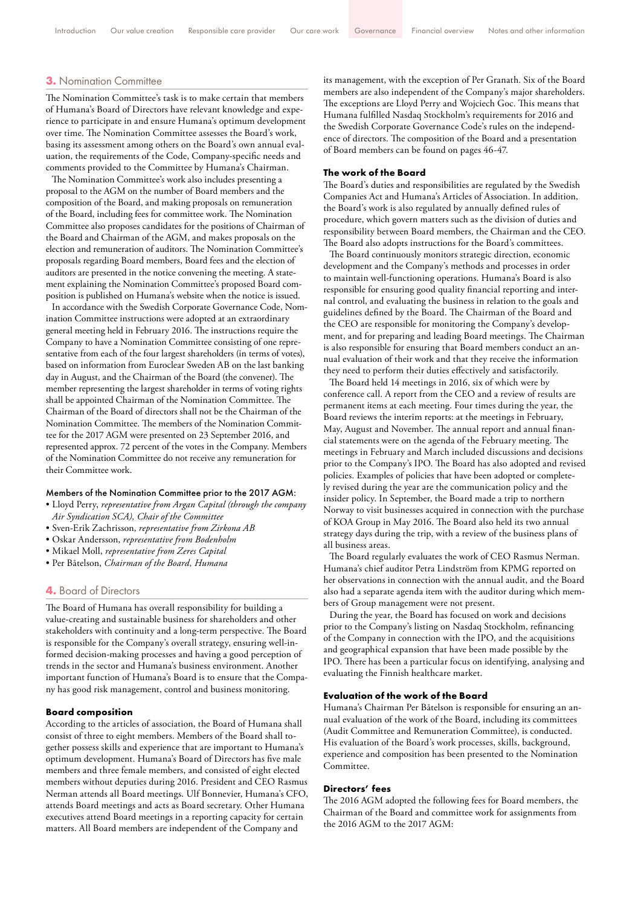## 3. Nomination Committee

The Nomination Committee's task is to make certain that members of Humana's Board of Directors have relevant knowledge and experience to participate in and ensure Humana's optimum development over time. The Nomination Committee assesses the Board's work, basing its assessment among others on the Board's own annual evaluation, the requirements of the Code, Company-specific needs and comments provided to the Committee by Humana's Chairman.

The Nomination Committee's work also includes presenting a proposal to the AGM on the number of Board members and the composition of the Board, and making proposals on remuneration of the Board, including fees for committee work. The Nomination Committee also proposes candidates for the positions of Chairman of the Board and Chairman of the AGM, and makes proposals on the election and remuneration of auditors. The Nomination Committee's proposals regarding Board members, Board fees and the election of auditors are presented in the notice convening the meeting. A statement explaining the Nomination Committee's proposed Board composition is published on Humana's website when the notice is issued.

In accordance with the Swedish Corporate Governance Code, Nomination Committee instructions were adopted at an extraordinary general meeting held in February 2016. The instructions require the Company to have a Nomination Committee consisting of one representative from each of the four largest shareholders (in terms of votes), based on information from Euroclear Sweden AB on the last banking day in August, and the Chairman of the Board (the convener). The member representing the largest shareholder in terms of voting rights shall be appointed Chairman of the Nomination Committee. The Chairman of the Board of directors shall not be the Chairman of the Nomination Committee. The members of the Nomination Committee for the 2017 AGM were presented on 23 September 2016, and represented approx. 72 percent of the votes in the Company. Members of the Nomination Committee do not receive any remuneration for their Committee work.

#### Members of the Nomination Committee prior to the 2017 AGM:

- Lloyd Perry, *representative from Argan Capital (through the company Air Syndication SCA), Chair of the Committee*
- Sven-Erik Zachrisson, *representative from Zirkona AB*
- Oskar Andersson, *representative from Bodenholm*
- Mikael Moll, *representative from Zeres Capital*
- Per Båtelson, *Chairman of the Board, Humana*

## 4. Board of Directors

The Board of Humana has overall responsibility for building a value-creating and sustainable business for shareholders and other stakeholders with continuity and a long-term perspective. The Board is responsible for the Company's overall strategy, ensuring well-informed decision-making processes and having a good perception of trends in the sector and Humana's business environment. Another important function of Humana's Board is to ensure that the Company has good risk management, control and business monitoring.

### Board composition

According to the articles of association, the Board of Humana shall consist of three to eight members. Members of the Board shall together possess skills and experience that are important to Humana's optimum development. Humana's Board of Directors has five male members and three female members, and consisted of eight elected members without deputies during 2016. President and CEO Rasmus Nerman attends all Board meetings. Ulf Bonnevier, Humana's CFO, attends Board meetings and acts as Board secretary. Other Humana executives attend Board meetings in a reporting capacity for certain matters. All Board members are independent of the Company and its management, with the exception of Per Granath. Six of the Board members are also independent of the Company's major shareholders. The exceptions are Lloyd Perry and Wojciech Goc. This means that Humana fulfilled Nasdaq Stockholm's requirements for 2016 and the Swedish Corporate Governance Code's rules on the independence of directors. The composition of the Board and a presentation of Board members can be found on pages 46-47.

### The work of the Board

The Board's duties and responsibilities are regulated by the Swedish Companies Act and Humana's Articles of Association. In addition, the Board's work is also regulated by annually defined rules of procedure, which govern matters such as the division of duties and responsibility between Board members, the Chairman and the CEO. The Board also adopts instructions for the Board's committees.

The Board continuously monitors strategic direction, economic development and the Company's methods and processes in order to maintain well-functioning operations. Humana's Board is also responsible for ensuring good quality financial reporting and internal control, and evaluating the business in relation to the goals and guidelines defined by the Board. The Chairman of the Board and the CEO are responsible for monitoring the Company's development, and for preparing and leading Board meetings. The Chairman is also responsible for ensuring that Board members conduct an annual evaluation of their work and that they receive the information they need to perform their duties effectively and satisfactorily.

The Board held 14 meetings in 2016, six of which were by conference call. A report from the CEO and a review of results are permanent items at each meeting. Four times during the year, the Board reviews the interim reports: at the meetings in February, May, August and November. The annual report and annual financial statements were on the agenda of the February meeting. The meetings in February and March included discussions and decisions prior to the Company's IPO. The Board has also adopted and revised policies. Examples of policies that have been adopted or completely revised during the year are the communication policy and the insider policy. In September, the Board made a trip to northern Norway to visit businesses acquired in connection with the purchase of KOA Group in May 2016. The Board also held its two annual strategy days during the trip, with a review of the business plans of all business areas.

The Board regularly evaluates the work of CEO Rasmus Nerman. Humana's chief auditor Petra Lindström from KPMG reported on her observations in connection with the annual audit, and the Board also had a separate agenda item with the auditor during which members of Group management were not present.

During the year, the Board has focused on work and decisions prior to the Company's listing on Nasdaq Stockholm, refinancing of the Company in connection with the IPO, and the acquisitions and geographical expansion that have been made possible by the IPO. There has been a particular focus on identifying, analysing and evaluating the Finnish healthcare market.

### Evaluation of the work of the Board

Humana's Chairman Per Båtelson is responsible for ensuring an annual evaluation of the work of the Board, including its committees (Audit Committee and Remuneration Committee), is conducted. His evaluation of the Board's work processes, skills, background, experience and composition has been presented to the Nomination Committee.

### Directors' fees

The 2016 AGM adopted the following fees for Board members, the Chairman of the Board and committee work for assignments from the 2016 AGM to the 2017 AGM: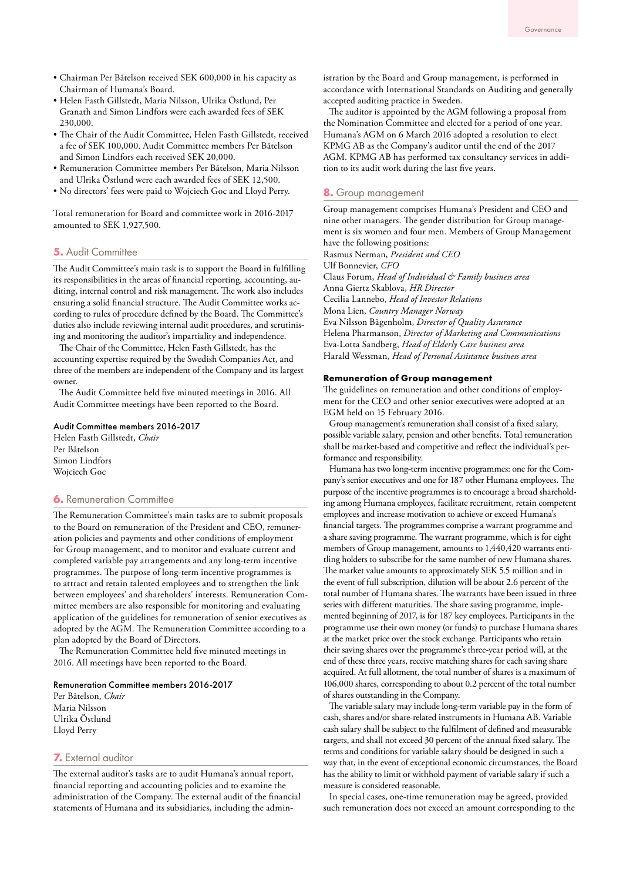- Chairman Per Båtelson received SEK 600,000 in his capacity as Chairman of Humana's Board.
- Helen Fasth Gillstedt, Maria Nilsson, Ulrika Östlund, Per Granath and Simon Lindfors were each awarded fees of SEK 230,000.
- The Chair of the Audit Committee, Helen Fasth Gillstedt, received a fee of SEK 100,000. Audit Committee members Per Båtelson and Simon Lindfors each received SEK 20,000.
- Remuneration Committee members Per Båtelson, Maria Nilsson and Ulrika Östlund were each awarded fees of SEK 12,500.
- No directors' fees were paid to Wojciech Goc and Lloyd Perry.

Total remuneration for Board and committee work in 2016-2017 amounted to SEK 1,927,500.

## 5. Audit Committee

The Audit Committee's main task is to support the Board in fulfilling its responsibilities in the areas of financial reporting, accounting, auditing, internal control and risk management. The work also includes ensuring a solid financial structure. The Audit Committee works according to rules of procedure defined by the Board. The Committee's duties also include reviewing internal audit procedures, and scrutinising and monitoring the auditor's impartiality and independence.

The Chair of the Committee, Helen Fasth Gillstedt, has the accounting expertise required by the Swedish Companies Act, and three of the members are independent of the Company and its largest owner.

The Audit Committee held five minuted meetings in 2016. All Audit Committee meetings have been reported to the Board.

### Audit Committee members 2016-2017

Helen Fasth Gillstedt, *Chair*
Per Båtelson
Simon Lindfors
Wojciech Goc

## 6. Remuneration Committee

The Remuneration Committee's main tasks are to submit proposals to the Board on remuneration of the President and CEO, remuneration policies and payments and other conditions of employment for Group management, and to monitor and evaluate current and completed variable pay arrangements and any long-term incentive programmes. The purpose of long-term incentive programmes is to attract and retain talented employees and to strengthen the link between employees' and shareholders' interests. Remuneration Committee members are also responsible for monitoring and evaluating application of the guidelines for remuneration of senior executives as adopted by the AGM. The Remuneration Committee according to a plan adopted by the Board of Directors.

The Remuneration Committee held five minuted meetings in 2016. All meetings have been reported to the Board.

### Remuneration Committee members 2016-2017

Per Båtelson, *Chair*
Maria Nilsson
Ulrika Östlund
Lloyd Perry

## 7. External auditor

The external auditor's tasks are to audit Humana's annual report, financial reporting and accounting policies and to examine the administration of the Company. The external audit of the financial statements of Humana and its subsidiaries, including the administration by the Board and Group management, is performed in accordance with International Standards on Auditing and generally accepted auditing practice in Sweden.

The auditor is appointed by the AGM following a proposal from the Nomination Committee and elected for a period of one year. Humana's AGM on 6 March 2016 adopted a resolution to elect KPMG AB as the Company's auditor until the end of the 2017 AGM. KPMG AB has performed tax consultancy services in addition to its audit work during the last five years.

## 8. Group management

Group management comprises Humana's President and CEO and nine other managers. The gender distribution for Group management is six women and four men. Members of Group Management have the following positions:

Rasmus Nerman, *President and CEO*
Ulf Bonnevier, *CFO*
Claus Forum, *Head of Individual & Family business area*
Anna Giertz Skablova, *HR Director*
Cecilia Lannebo, *Head of Investor Relations*
Mona Lien, *Country Manager Norway*
Eva Nilsson Bågenholm, *Director of Quality Assurance*
Helena Pharmanson, *Director of Marketing and Communications*
Eva-Lotta Sandberg, *Head of Elderly Care business area*
Harald Wessman, *Head of Personal Assistance business area*

### Remuneration of Group management

The guidelines on remuneration and other conditions of employment for the CEO and other senior executives were adopted at an EGM held on 15 February 2016.

Group management's remuneration shall consist of a fixed salary, possible variable salary, pension and other benefits. Total remuneration shall be market-based and competitive and reflect the individual's performance and responsibility.

Humana has two long-term incentive programmes: one for the Company's senior executives and one for 187 other Humana employees. The purpose of the incentive programmes is to encourage a broad shareholding among Humana employees, facilitate recruitment, retain competent employees and increase motivation to achieve or exceed Humana's financial targets. The programmes comprise a warrant programme and a share saving programme. The warrant programme, which is for eight members of Group management, amounts to 1,440,420 warrants entitling holders to subscribe for the same number of new Humana shares. The market value amounts to approximately SEK 5.5 million and in the event of full subscription, dilution will be about 2.6 percent of the total number of Humana shares. The warrants have been issued in three series with different maturities. The share saving programme, implemented beginning of 2017, is for 187 key employees. Participants in the programme use their own money (or funds) to purchase Humana shares at the market price over the stock exchange. Participants who retain their saving shares over the programme's three-year period will, at the end of these three years, receive matching shares for each saving share acquired. At full allotment, the total number of shares is a maximum of 106,000 shares, corresponding to about 0.2 percent of the total number of shares outstanding in the Company.

The variable salary may include long-term variable pay in the form of cash, shares and/or share-related instruments in Humana AB. Variable cash salary shall be subject to the fulfilment of defined and measurable targets, and shall not exceed 30 percent of the annual fixed salary. The terms and conditions for variable salary should be designed in such a way that, in the event of exceptional economic circumstances, the Board has the ability to limit or withhold payment of variable salary if such a measure is considered reasonable.

In special cases, one-time remuneration may be agreed, provided such remuneration does not exceed an amount corresponding to the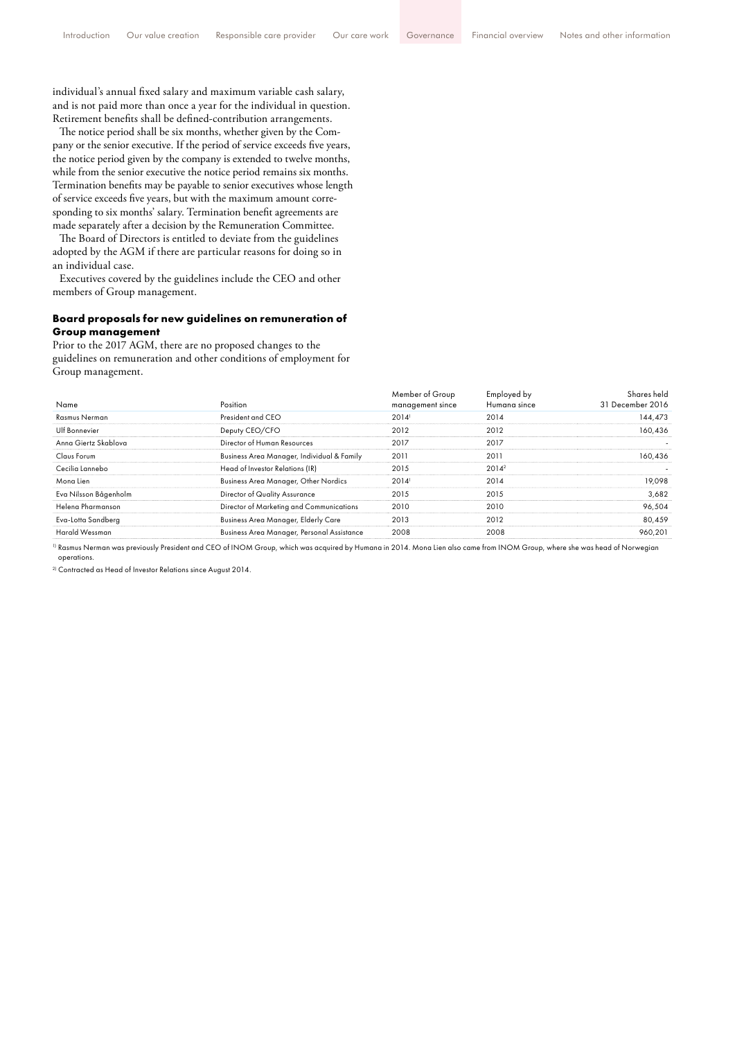individual's annual fixed salary and maximum variable cash salary, and is not paid more than once a year for the individual in question. Retirement benefits shall be defined-contribution arrangements.

The notice period shall be six months, whether given by the Company or the senior executive. If the period of service exceeds five years, the notice period given by the company is extended to twelve months, while from the senior executive the notice period remains six months. Termination benefits may be payable to senior executives whose length of service exceeds five years, but with the maximum amount corresponding to six months' salary. Termination benefit agreements are made separately after a decision by the Remuneration Committee.

The Board of Directors is entitled to deviate from the guidelines adopted by the AGM if there are particular reasons for doing so in an individual case.

Executives covered by the guidelines include the CEO and other members of Group management.

**Board proposals for new guidelines on remuneration of Group management**

Prior to the 2017 AGM, there are no proposed changes to the guidelines on remuneration and other conditions of employment for Group management.

| Name | Position | Member of Group management since | Employed by Humana since | Shares held 31 December 2016 |
|---|---|---|---|---|
| Rasmus Nerman | President and CEO | 2014[1] | 2014 | 144,473 |
| Ulf Bonnevier | Deputy CEO/CFO | 2012 | 2012 | 160,436 |
| Anna Giertz Skablova | Director of Human Resources | 2017 | 2017 | - |
| Claus Forum | Business Area Manager, Individual & Family | 2011 | 2011 | 160,436 |
| Cecilia Lannebo | Head of Investor Relations (IR) | 2015 | 2014[2] | - |
| Mona Lien | Business Area Manager, Other Nordics | 2014[1] | 2014 | 19,098 |
| Eva Nilsson Bågenholm | Director of Quality Assurance | 2015 | 2015 | 3,682 |
| Helena Pharmanson | Director of Marketing and Communications | 2010 | 2010 | 96,504 |
| Eva-Lotta Sandberg | Business Area Manager, Elderly Care | 2013 | 2012 | 80,459 |
| Harald Wessman | Business Area Manager, Personal Assistance | 2008 | 2008 | 960,201 |

1) Rasmus Nerman was previously President and CEO of INOM Group, which was acquired by Humana in 2014. Mona Lien also came from INOM Group, where she was head of Norwegian operations.

2) Contracted as Head of Investor Relations since August 2014.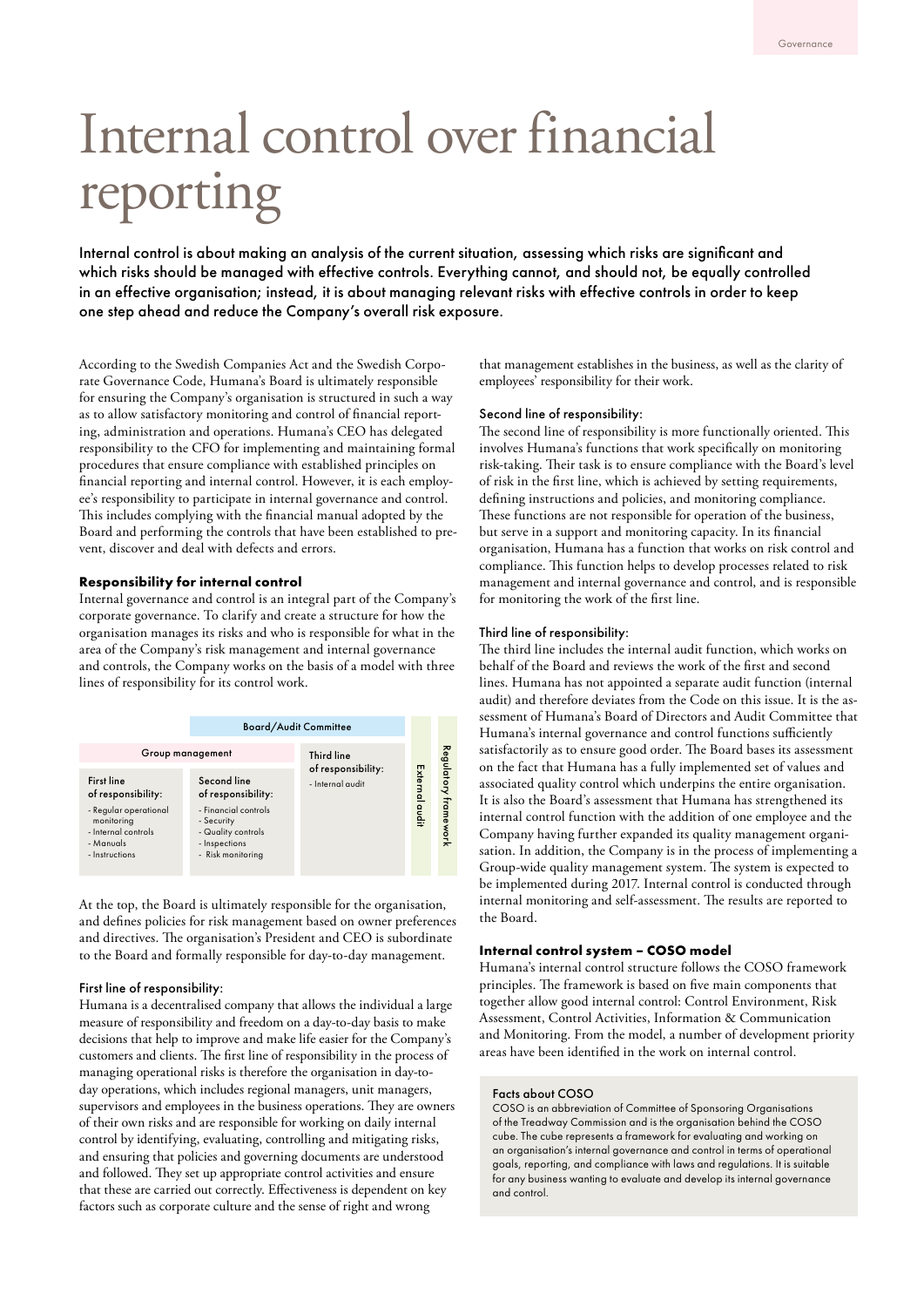# Internal control over financial reporting

**Internal control is about making an analysis of the current situation, assessing which risks are significant and which risks should be managed with effective controls. Everything cannot, and should not, be equally controlled in an effective organisation; instead, it is about managing relevant risks with effective controls in order to keep one step ahead and reduce the Company's overall risk exposure.**

According to the Swedish Companies Act and the Swedish Corporate Governance Code, Humana's Board is ultimately responsible for ensuring the Company's organisation is structured in such a way as to allow satisfactory monitoring and control of financial reporting, administration and operations. Humana's CEO has delegated responsibility to the CFO for implementing and maintaining formal procedures that ensure compliance with established principles on financial reporting and internal control. However, it is each employee's responsibility to participate in internal governance and control. This includes complying with the financial manual adopted by the Board and performing the controls that have been established to prevent, discover and deal with defects and errors.

### Responsibility for internal control

Internal governance and control is an integral part of the Company's corporate governance. To clarify and create a structure for how the organisation manages its risks and who is responsible for what in the area of the Company's risk management and internal governance and controls, the Company works on the basis of a model with three lines of responsibility for its control work.

| Board/Audit Committee | | | | |
|---|---|---|---|---|
| Group management | | Third line of responsibility: | External audit | Regulatory framework |
| First line of responsibility: - Regular operational monitoring - Internal controls - Manuals - Instructions | Second line of responsibility: - Financial controls - Security - Quality controls - Inspections - Risk monitoring | - Internal audit | | |

At the top, the Board is ultimately responsible for the organisation, and defines policies for risk management based on owner preferences and directives. The organisation's President and CEO is subordinate to the Board and formally responsible for day-to-day management.

#### First line of responsibility:

Humana is a decentralised company that allows the individual a large measure of responsibility and freedom on a day-to-day basis to make decisions that help to improve and make life easier for the Company's customers and clients. The first line of responsibility in the process of managing operational risks is therefore the organisation in day-to-day operations, which includes regional managers, unit managers, supervisors and employees in the business operations. They are owners of their own risks and are responsible for working on daily internal control by identifying, evaluating, controlling and mitigating risks, and ensuring that policies and governing documents are understood and followed. They set up appropriate control activities and ensure that these are carried out correctly. Effectiveness is dependent on key factors such as corporate culture and the sense of right and wrong that management establishes in the business, as well as the clarity of employees' responsibility for their work.

#### Second line of responsibility:

The second line of responsibility is more functionally oriented. This involves Humana's functions that work specifically on monitoring risk-taking. Their task is to ensure compliance with the Board's level of risk in the first line, which is achieved by setting requirements, defining instructions and policies, and monitoring compliance. These functions are not responsible for operation of the business, but serve in a support and monitoring capacity. In its financial organisation, Humana has a function that works on risk control and compliance. This function helps to develop processes related to risk management and internal governance and control, and is responsible for monitoring the work of the first line.

#### Third line of responsibility:

The third line includes the internal audit function, which works on behalf of the Board and reviews the work of the first and second lines. Humana has not appointed a separate audit function (internal audit) and therefore deviates from the Code on this issue. It is the assessment of Humana's Board of Directors and Audit Committee that Humana's internal governance and control functions sufficiently satisfactorily as to ensure good order. The Board bases its assessment on the fact that Humana has a fully implemented set of values and associated quality control which underpins the entire organisation. It is also the Board's assessment that Humana has strengthened its internal control function with the addition of one employee and the Company having further expanded its quality management organisation. In addition, the Company is in the process of implementing a Group-wide quality management system. The system is expected to be implemented during 2017. Internal control is conducted through internal monitoring and self-assessment. The results are reported to the Board.

### Internal control system – COSO model

Humana's internal control structure follows the COSO framework principles. The framework is based on five main components that together allow good internal control: Control Environment, Risk Assessment, Control Activities, Information & Communication and Monitoring. From the model, a number of development priority areas have been identified in the work on internal control.

#### Facts about COSO

COSO is an abbreviation of Committee of Sponsoring Organisations of the Treadway Commission and is the organisation behind the COSO cube. The cube represents a framework for evaluating and working on an organisation's internal governance and control in terms of operational goals, reporting, and compliance with laws and regulations. It is suitable for any business wanting to evaluate and develop its internal governance and control.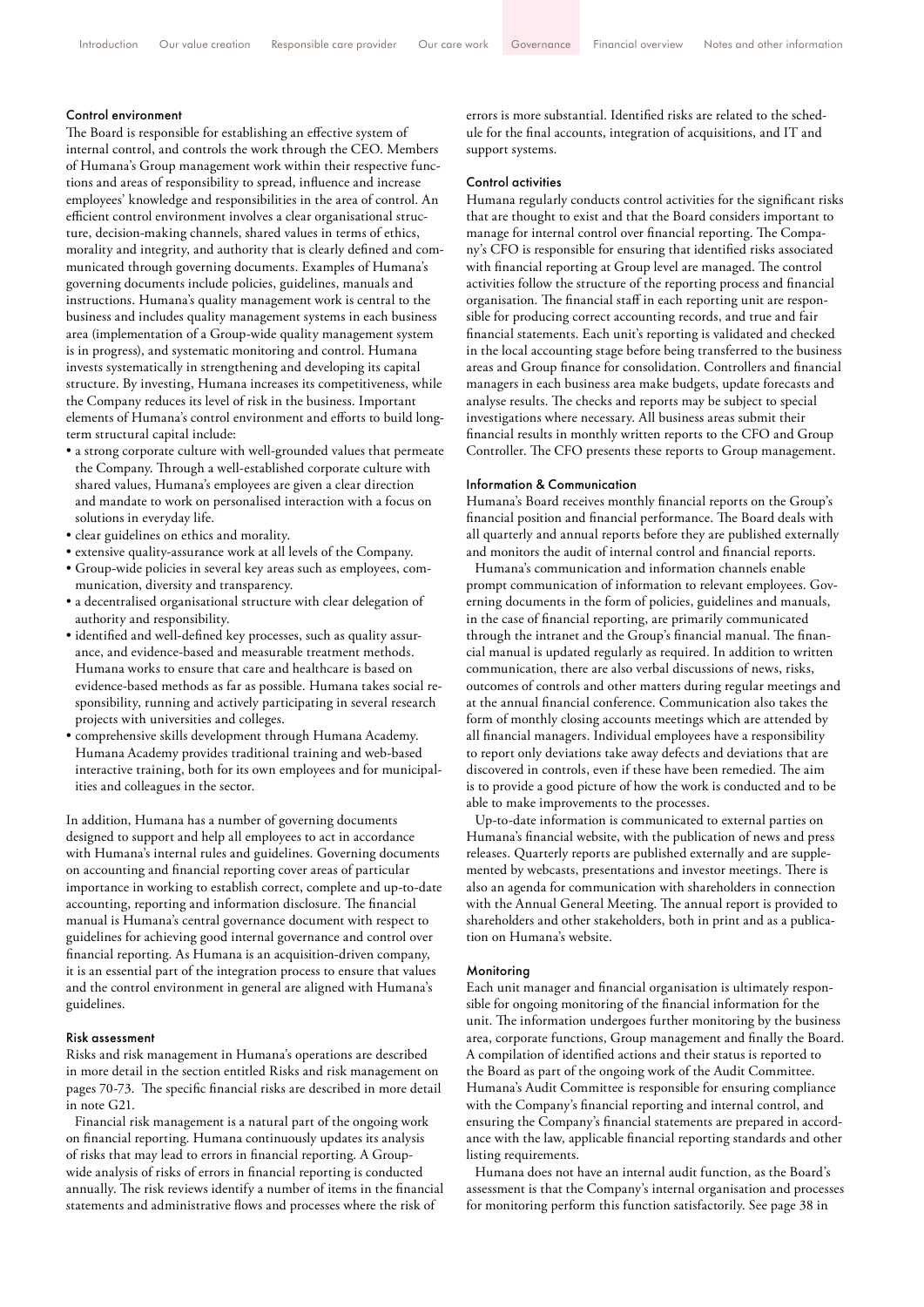### Control environment

The Board is responsible for establishing an effective system of internal control, and controls the work through the CEO. Members of Humana's Group management work within their respective functions and areas of responsibility to spread, influence and increase employees' knowledge and responsibilities in the area of control. An efficient control environment involves a clear organisational structure, decision-making channels, shared values in terms of ethics, morality and integrity, and authority that is clearly defined and communicated through governing documents. Examples of Humana's governing documents include policies, guidelines, manuals and instructions. Humana's quality management work is central to the business and includes quality management systems in each business area (implementation of a Group-wide quality management system is in progress), and systematic monitoring and control. Humana invests systematically in strengthening and developing its capital structure. By investing, Humana increases its competitiveness, while the Company reduces its level of risk in the business. Important elements of Humana's control environment and efforts to build long-term structural capital include:

- a strong corporate culture with well-grounded values that permeate the Company. Through a well-established corporate culture with shared values, Humana's employees are given a clear direction and mandate to work on personalised interaction with a focus on solutions in everyday life.
- clear guidelines on ethics and morality.
- extensive quality-assurance work at all levels of the Company.
- Group-wide policies in several key areas such as employees, communication, diversity and transparency.
- a decentralised organisational structure with clear delegation of authority and responsibility.
- identified and well-defined key processes, such as quality assurance, and evidence-based and measurable treatment methods. Humana works to ensure that care and healthcare is based on evidence-based methods as far as possible. Humana takes social responsibility, running and actively participating in several research projects with universities and colleges.
- comprehensive skills development through Humana Academy. Humana Academy provides traditional training and web-based interactive training, both for its own employees and for municipalities and colleagues in the sector.

In addition, Humana has a number of governing documents designed to support and help all employees to act in accordance with Humana's internal rules and guidelines. Governing documents on accounting and financial reporting cover areas of particular importance in working to establish correct, complete and up-to-date accounting, reporting and information disclosure. The financial manual is Humana's central governance document with respect to guidelines for achieving good internal governance and control over financial reporting. As Humana is an acquisition-driven company, it is an essential part of the integration process to ensure that values and the control environment in general are aligned with Humana's guidelines.

### Risk assessment

Risks and risk management in Humana's operations are described in more detail in the section entitled Risks and risk management on pages 70-73. The specific financial risks are described in more detail in note G21.

Financial risk management is a natural part of the ongoing work on financial reporting. Humana continuously updates its analysis of risks that may lead to errors in financial reporting. A Group-wide analysis of risks of errors in financial reporting is conducted annually. The risk reviews identify a number of items in the financial statements and administrative flows and processes where the risk of errors is more substantial. Identified risks are related to the schedule for the final accounts, integration of acquisitions, and IT and support systems.

### Control activities

Humana regularly conducts control activities for the significant risks that are thought to exist and that the Board considers important to manage for internal control over financial reporting. The Company's CFO is responsible for ensuring that identified risks associated with financial reporting at Group level are managed. The control activities follow the structure of the reporting process and financial organisation. The financial staff in each reporting unit are responsible for producing correct accounting records, and true and fair financial statements. Each unit's reporting is validated and checked in the local accounting stage before being transferred to the business areas and Group finance for consolidation. Controllers and financial managers in each business area make budgets, update forecasts and analyse results. The checks and reports may be subject to special investigations where necessary. All business areas submit their financial results in monthly written reports to the CFO and Group Controller. The CFO presents these reports to Group management.

### Information & Communication

Humana's Board receives monthly financial reports on the Group's financial position and financial performance. The Board deals with all quarterly and annual reports before they are published externally and monitors the audit of internal control and financial reports.

Humana's communication and information channels enable prompt communication of information to relevant employees. Governing documents in the form of policies, guidelines and manuals, in the case of financial reporting, are primarily communicated through the intranet and the Group's financial manual. The financial manual is updated regularly as required. In addition to written communication, there are also verbal discussions of news, risks, outcomes of controls and other matters during regular meetings and at the annual financial conference. Communication also takes the form of monthly closing accounts meetings which are attended by all financial managers. Individual employees have a responsibility to report only deviations take away defects and deviations that are discovered in controls, even if these have been remedied. The aim is to provide a good picture of how the work is conducted and to be able to make improvements to the processes.

Up-to-date information is communicated to external parties on Humana's financial website, with the publication of news and press releases. Quarterly reports are published externally and are supplemented by webcasts, presentations and investor meetings. There is also an agenda for communication with shareholders in connection with the Annual General Meeting. The annual report is provided to shareholders and other stakeholders, both in print and as a publication on Humana's website.

### Monitoring

Each unit manager and financial organisation is ultimately responsible for ongoing monitoring of the financial information for the unit. The information undergoes further monitoring by the business area, corporate functions, Group management and finally the Board. A compilation of identified actions and their status is reported to the Board as part of the ongoing work of the Audit Committee. Humana's Audit Committee is responsible for ensuring compliance with the Company's financial reporting and internal control, and ensuring the Company's financial statements are prepared in accordance with the law, applicable financial reporting standards and other listing requirements.

Humana does not have an internal audit function, as the Board's assessment is that the Company's internal organisation and processes for monitoring perform this function satisfactorily. See page 38 in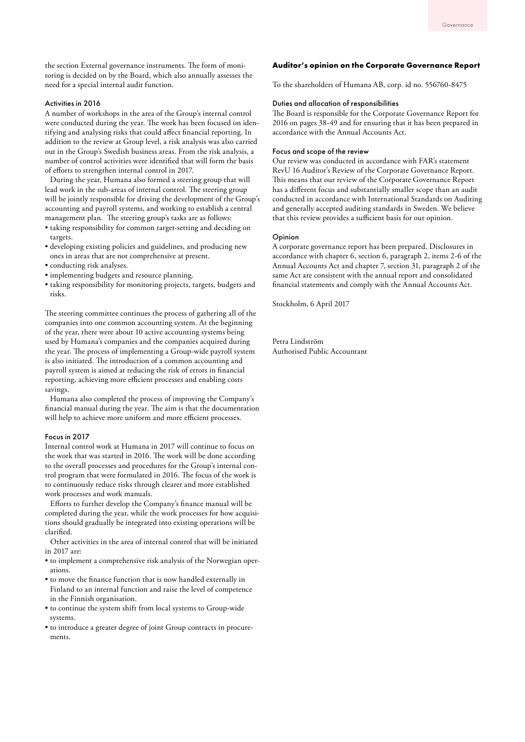the section External governance instruments. The form of monitoring is decided on by the Board, which also annually assesses the need for a special internal audit function.

### Activities in 2016

A number of workshops in the area of the Group's internal control were conducted during the year. The work has been focused on identifying and analysing risks that could affect financial reporting. In addition to the review at Group level, a risk analysis was also carried out in the Group's Swedish business areas. From the risk analysis, a number of control activities were identified that will form the basis of efforts to strengthen internal control in 2017.

During the year, Humana also formed a steering group that will lead work in the sub-areas of internal control. The steering group will be jointly responsible for driving the development of the Group's accounting and payroll systems, and working to establish a central management plan. The steering group's tasks are as follows:

- taking responsibility for common target-setting and deciding on targets.
- developing existing policies and guidelines, and producing new ones in areas that are not comprehensive at present.
- conducting risk analyses.
- implementing budgets and resource planning.
- taking responsibility for monitoring projects, targets, budgets and risks.

The steering committee continues the process of gathering all of the companies into one common accounting system. At the beginning of the year, there were about 10 active accounting systems being used by Humana's companies and the companies acquired during the year. The process of implementing a Group-wide payroll system is also initiated. The introduction of a common accounting and payroll system is aimed at reducing the risk of errors in financial reporting, achieving more efficient processes and enabling costs savings.

Humana also completed the process of improving the Company's financial manual during the year. The aim is that the documentation will help to achieve more uniform and more efficient processes.

### Focus in 2017

Internal control work at Humana in 2017 will continue to focus on the work that was started in 2016. The work will be done according to the overall processes and procedures for the Group's internal control program that were formulated in 2016. The focus of the work is to continuously reduce risks through clearer and more established work processes and work manuals.

Efforts to further develop the Company's finance manual will be completed during the year, while the work processes for how acquisitions should gradually be integrated into existing operations will be clarified.

Other activities in the area of internal control that will be initiated in 2017 are:

- to implement a comprehensive risk analysis of the Norwegian operations.
- to move the finance function that is now handled externally in Finland to an internal function and raise the level of competence in the Finnish organisation.
- to continue the system shift from local systems to Group-wide systems.
- to introduce a greater degree of joint Group contracts in procurements.

## Auditor's opinion on the Corporate Governance Report

To the shareholders of Humana AB, corp. id no. 556760-8475

### Duties and allocation of responsibilities

The Board is responsible for the Corporate Governance Report for 2016 on pages 38-49 and for ensuring that it has been prepared in accordance with the Annual Accounts Act.

### Focus and scope of the review

Our review was conducted in accordance with FAR's statement RevU 16 Auditor's Review of the Corporate Governance Report. This means that our review of the Corporate Governance Report has a different focus and substantially smaller scope than an audit conducted in accordance with International Standards on Auditing and generally accepted auditing standards in Sweden. We believe that this review provides a sufficient basis for our opinion.

### Opinion

A corporate governance report has been prepared. Disclosures in accordance with chapter 6, section 6, paragraph 2, items 2-6 of the Annual Accounts Act and chapter 7, section 31, paragraph 2 of the same Act are consistent with the annual report and consolidated financial statements and comply with the Annual Accounts Act.

Stockholm, 6 April 2017

Petra Lindström
Authorised Public Accountant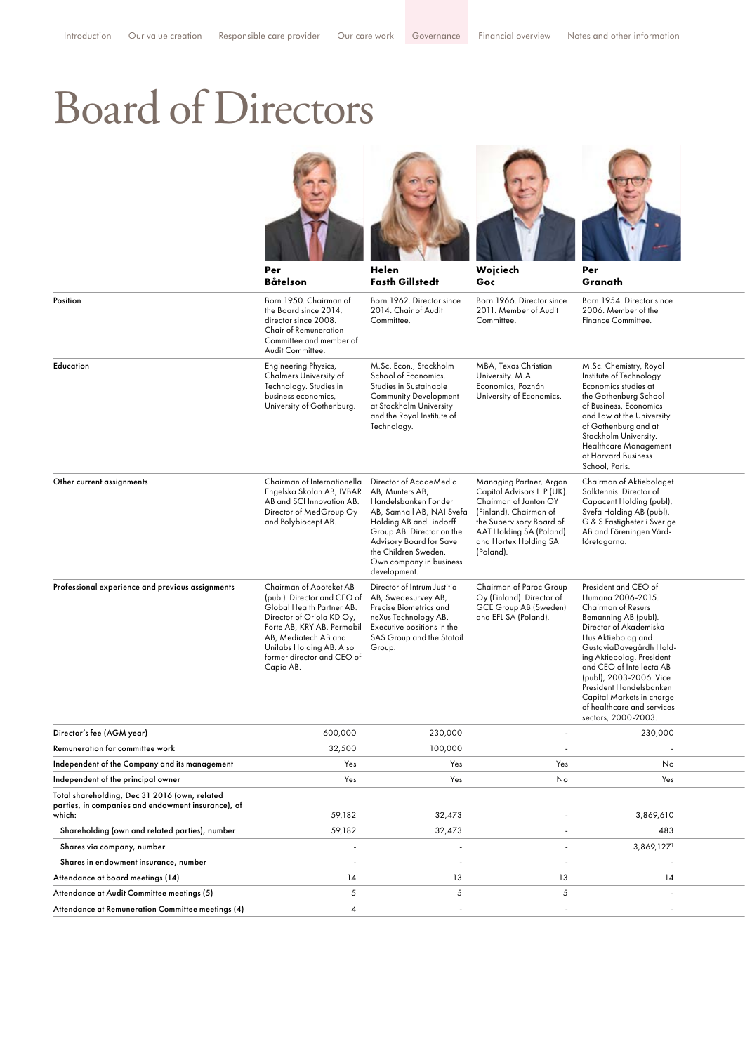# Board of Directors

| | Per Båtelson | Helen Fasth Gillstedt | Wojciech Goc | Per Granath |
|---|---|---|---|---|
| Position | Born 1950. Chairman of the Board since 2014, director since 2008. Chair of Remuneration Committee and member of Audit Committee. | Born 1962. Director since 2014. Chair of Audit Committee. | Born 1966. Director since 2011. Member of Audit Committee. | Born 1954. Director since 2006. Member of the Finance Committee. |
| Education | Engineering Physics, Chalmers University of Technology. Studies in business economics, University of Gothenburg. | M.Sc. Econ., Stockholm School of Economics. Studies in Sustainable Community Development at Stockholm University and the Royal Institute of Technology. | MBA, Texas Christian University. M.A. Economics, Poznán University of Economics. | M.Sc. Chemistry, Royal Institute of Technology. Economics studies at the Gothenburg School of Business, Economics and Law at the University of Gothenburg and at Stockholm University. Healthcare Management at Harvard Business School, Paris. |
| Other current assignments | Chairman of Internationella Engelska Skolan AB, IVBAR AB and SCI Innovation AB. Director of MedGroup Oy and Polybiocept AB. | Director of AcadeMedia AB, Munters AB, Handelsbanken Fonder AB, Samhall AB, NAI Svefa Holding AB and Lindorff Group AB. Director on the Advisory Board for Save the Children Sweden. Own company in business development. | Managing Partner, Argan Capital Advisors LLP (UK). Chairman of Janton OY (Finland). Chairman of the Supervisory Board of AAT Holding SA (Poland) and Hortex Holding SA (Poland). | Chairman of Aktiebolaget Salktennis. Director of Capacent Holding (publ), Svefa Holding AB (publ), G & S Fastigheter i Sverige AB and Föreningen Vårdföretagarna. |
| Professional experience and previous assignments | Chairman of Apoteket AB (publ). Director and CEO of Global Health Partner AB. Director of Oriola KD Oy, Forte AB, KRY AB, Permobil AB, Mediatech AB and Unilabs Holding AB. Also former director and CEO of Capio AB. | Director of Intrum Justitia AB, Swedesurvey AB, Precise Biometrics and neXus Technology AB. Executive positions in the SAS Group and the Statoil Group. | Chairman of Paroc Group Oy (Finland). Director of GCE Group AB (Sweden) and EFL SA (Poland). | President and CEO of Humana 2006-2015. Chairman of Resurs Bemanning AB (publ). Director of Akademiska Hus Aktiebolag and GustaviaDavegårdh Holding Aktiebolag. President and CEO of Intellecta AB (publ), 2003-2006. Vice President Handelsbanken Capital Markets in charge of healthcare and services sectors, 2000-2003. |
| Director's fee (AGM year) | 600,000 | 230,000 | - | 230,000 |
| Remuneration for committee work | 32,500 | 100,000 | - | - |
| Independent of the Company and its management | Yes | Yes | Yes | No |
| Independent of the principal owner | Yes | Yes | No | Yes |
| Total shareholding, Dec 31 2016 (own, related parties, in companies and endowment insurance), of which: | 59,182 | 32,473 | - | 3,869,610 |
| Shareholding (own and related parties), number | 59,182 | 32,473 | - | 483 |
| Shares via company, number | - | - | - | 3,869,127[1] |
| Shares in endowment insurance, number | - | - | - | - |
| Attendance at board meetings (14) | 14 | 13 | 13 | 14 |
| Attendance at Audit Committee meetings (5) | 5 | 5 | 5 | - |
| Attendance at Remuneration Committee meetings (4) | 4 | - | - | - |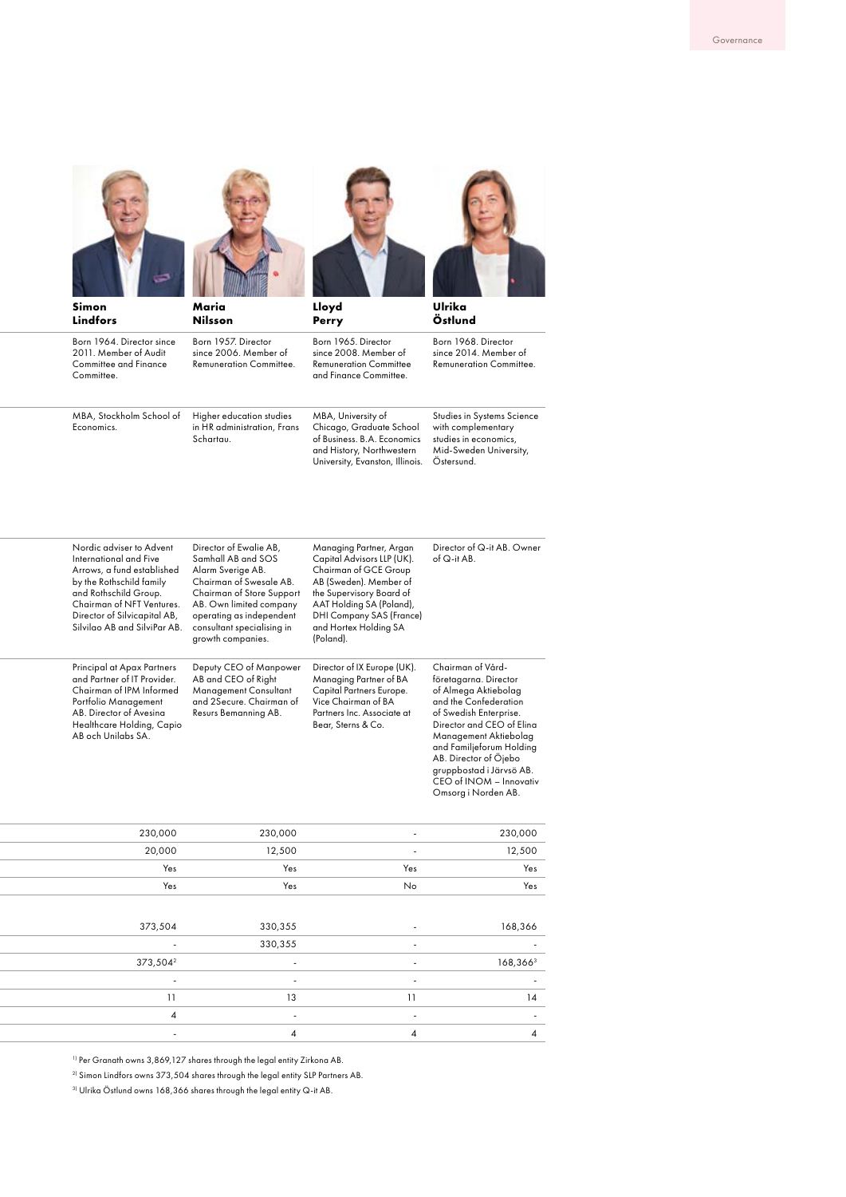| Simon Lindfors | Maria Nilsson | Lloyd Perry | Ulrika Östlund |
|---|---|---|---|
| Born 1964. Director since 2011. Member of Audit Committee and Finance Committee. | Born 1957. Director since 2006. Member of Remuneration Committee. | Born 1965. Director since 2008. Member of Remuneration Committee and Finance Committee. | Born 1968. Director since 2014. Member of Remuneration Committee. |
| MBA, Stockholm School of Economics. | Higher education studies in HR administration, Frans Schartau. | MBA, University of Chicago, Graduate School of Business. B.A. Economics and History, Northwestern University, Evanston, Illinois. | Studies in Systems Science with complementary studies in economics, Mid-Sweden University, Östersund. |
| Nordic adviser to Advent International and Five Arrows, a fund established by the Rothschild family and Rothschild Group. Chairman of NFT Ventures. Director of Silvicapital AB, Silvilao AB and SilviPar AB. | Director of Ewalie AB, Samhall AB and SOS Alarm Sverige AB. Chairman of Swesale AB. Chairman of Store Support AB. Own limited company operating as independent consultant specialising in growth companies. | Managing Partner, Argan Capital Advisors LLP (UK). Chairman of GCE Group AB (Sweden). Member of the Supervisory Board of AAT Holding SA (Poland), DHI Company SAS (France) and Hortex Holding SA (Poland). | Director of Q-it AB. Owner of Q-it AB. |
| Principal at Apax Partners and Partner of IT Provider. Chairman of IPM Informed Portfolio Management AB. Director of Avesina Healthcare Holding, Capio AB och Unilabs SA. | Deputy CEO of Manpower AB and CEO of Right Management Consultant and 2Secure. Chairman of Resurs Bemanning AB. | Director of IX Europe (UK). Managing Partner of BA Capital Partners Europe. Vice Chairman of BA Partners Inc. Associate at Bear, Sterns & Co. | Chairman of Vård-företagarna. Director of Almega Aktiebolag and the Confederation of Swedish Enterprise. Director and CEO of Elina Management Aktiebolag and Familjeforum Holding AB. Director of Öjebo gruppbostad i Järvsö AB. CEO of INOM – Innovativ Omsorg i Norden AB. |
| 230,000 | 230,000 | - | 230,000 |
| 20,000 | 12,500 | - | 12,500 |
| Yes | Yes | Yes | Yes |
| Yes | Yes | No | Yes |
| 373,504 | 330,355 | - | 168,366 |
| - | 330,355 | - | - |
| 373,504[2] | - | - | 168,366[3] |
| - | - | - | - |
| 11 | 13 | 11 | 14 |
| 4 | - | - | - |
| - | 4 | 4 | 4 |

[1] Per Granath owns 3,869,127 shares through the legal entity Zirkona AB.

[2] Simon Lindfors owns 373,504 shares through the legal entity SLP Partners AB.

[3] Ulrika Östlund owns 168,366 shares through the legal entity Q-it AB.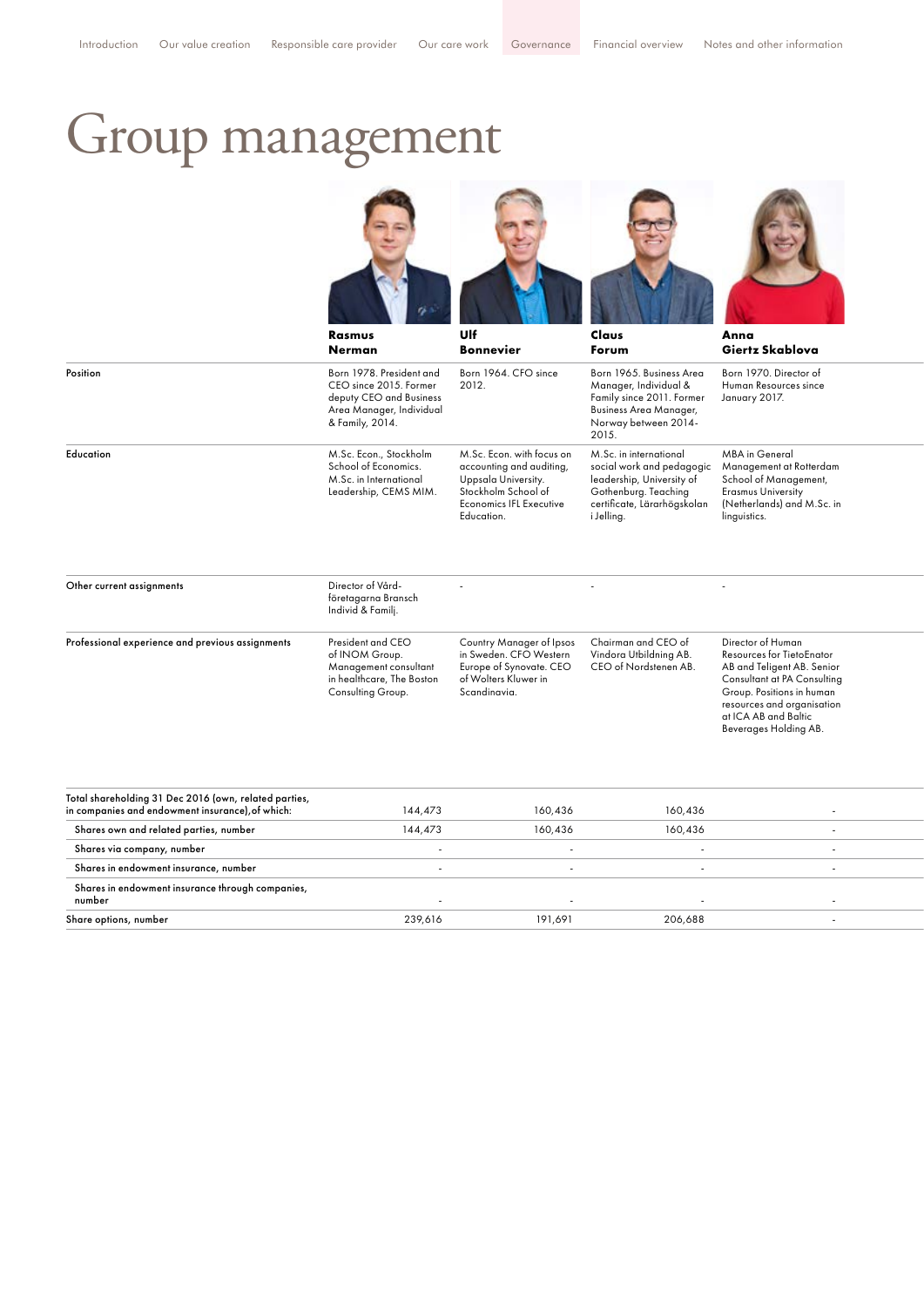# Group management

| | Rasmus Nerman | Ulf Bonnevier | Claus Forum | Anna Giertz Skablova |
|---|---|---|---|---|
| Position | Born 1978. President and CEO since 2015. Former deputy CEO and Business Area Manager, Individual & Family, 2014. | Born 1964. CFO since 2012. | Born 1965. Business Area Manager, Individual & Family since 2011. Former Business Area Manager, Norway between 2014-2015. | Born 1970. Director of Human Resources since January 2017. |
| Education | M.Sc. Econ., Stockholm School of Economics. M.Sc. in International Leadership, CEMS MIM. | M.Sc. Econ. with focus on accounting and auditing, Uppsala University. Stockholm School of Economics IFL Executive Education. | M.Sc. in international social work and pedagogic leadership, University of Gothenburg. Teaching certificate, Lärarhögskolan i Jelling. | MBA in General Management at Rotterdam School of Management, Erasmus University (Netherlands) and M.Sc. in linguistics. |
| Other current assignments | Director of Vård-företagarna Bransch Individ & Familj. | - | - | - |
| Professional experience and previous assignments | President and CEO of INOM Group. Management consultant in healthcare, The Boston Consulting Group. | Country Manager of Ipsos in Sweden. CFO Western Europe of Synovate. CEO of Wolters Kluwer in Scandinavia. | Chairman and CEO of Vindora Utbildning AB. CEO of Nordstenen AB. | Director of Human Resources for TietoEnator AB and Teligent AB. Senior Consultant at PA Consulting Group. Positions in human resources and organisation at ICA AB and Baltic Beverages Holding AB. |
| Total shareholding 31 Dec 2016 (own, related parties, in companies and endowment insurance), of which: | 144,473 | 160,436 | 160,436 | - |
| Shares own and related parties, number | 144,473 | 160,436 | 160,436 | - |
| Shares via company, number | - | - | - | - |
| Shares in endowment insurance, number | - | - | - | - |
| Shares in endowment insurance through companies, number | - | - | - | - |
| Share options, number | 239,616 | 191,691 | 206,688 | - |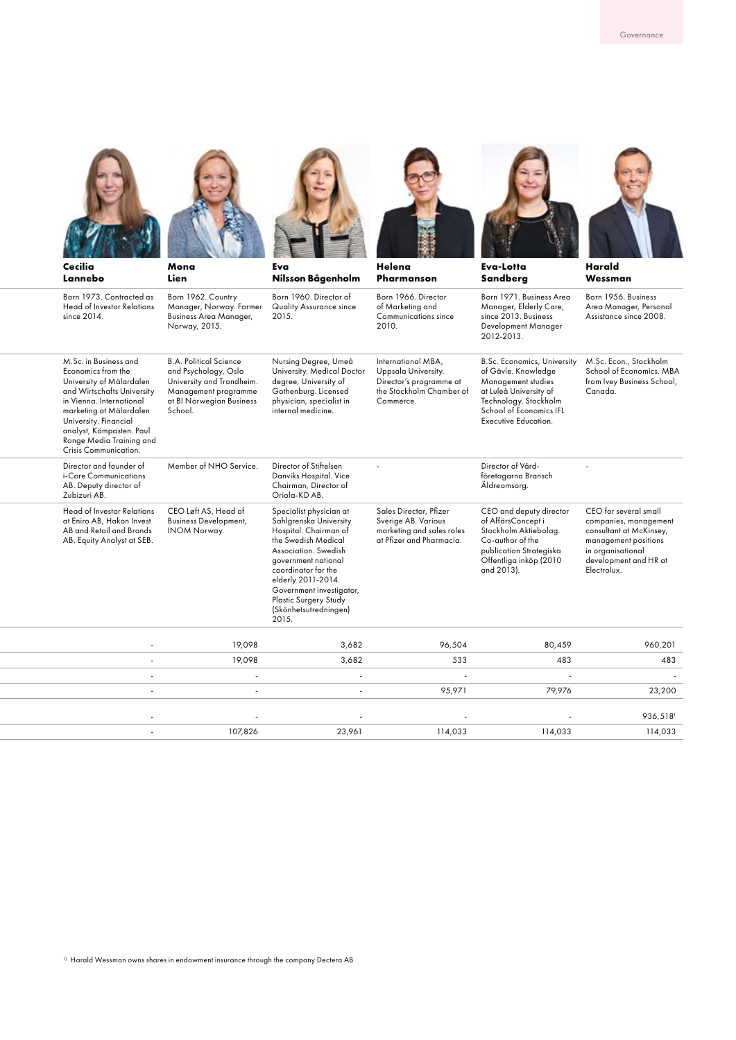| Cecilia Lannebo | Mona Lien | Eva Nilsson Bågenholm | Helena Pharmanson | Eva-Lotta Sandberg | Harald Wessman |
|---|---|---|---|---|---|
| Born 1973. Contracted as Head of Investor Relations since 2014. | Born 1962. Country Manager, Norway. Former Business Area Manager, Norway, 2015. | Born 1960. Director of Quality Assurance since 2015. | Born 1966. Director of Marketing and Communications since 2010. | Born 1971. Business Area Manager, Elderly Care, since 2013. Business Development Manager 2012-2013. | Born 1956. Business Area Manager, Personal Assistance since 2008. |
| M.Sc. in Business and Economics from the University of Mälardalen and Wirtschafts University in Vienna. International marketing at Mälardalen University. Financial analyst, Kämpasten. Paul Ronge Media Training and Crisis Communication. | B.A. Political Science and Psychology, Oslo University and Trondheim. Management programme at BI Norwegian Business School. | Nursing Degree, Umeå University. Medical Doctor degree, University of Gothenburg. Licensed physician, specialist in internal medicine. | International MBA, Uppsala University. Director's programme at the Stockholm Chamber of Commerce. | B.Sc. Economics, University of Gävle. Knowledge Management studies at Luleå University of Technology. Stockholm School of Economics IFL Executive Education. | M.Sc. Econ., Stockholm School of Economics. MBA from Ivey Business School, Canada. |
| Director and founder of i-Core Communications AB. Deputy director of Zubizuri AB. | Member of NHO Service. | Director of Stiftelsen Danviks Hospital. Vice Chairman, Director of Oriola-KD AB. | - | Director of Vård-företagarna Bransch Äldreomsorg. | - |
| Head of Investor Relations at Eniro AB, Hakon Invest AB and Retail and Brands AB. Equity Analyst at SEB. | CEO Løft AS, Head of Business Development, INOM Norway. | Specialist physician at Sahlgrenska University Hospital. Chairman of the Swedish Medical Association. Swedish government national coordinator for the elderly 2011-2014. Government investigator, Plastic Surgery Study (Skönhetsutredningen) 2015. | Sales Director, Pfizer Sverige AB. Various marketing and sales roles at Pfizer and Pharmacia. | CEO and deputy director of AffärsConcept i Stockholm Aktiebolag. Co-author of the publication Strategiska Offentliga inköp (2010 and 2013). | CEO for several small companies, management consultant at McKinsey, management positions in organisational development and HR at Electrolux. |
| - | 19,098 | 3,682 | 96,504 | 80,459 | 960,201 |
| - | 19,098 | 3,682 | 533 | 483 | 483 |
| - | - | - | - | - | - |
| - | - | - | 95,971 | 79,976 | 23,200 |
| - | - | - | - | - | 936,518[1] |
| - | 107,826 | 23,961 | 114,033 | 114,033 | 114,033 |

[1] Harald Wessman owns shares in endowment insurance through the company Dectera AB